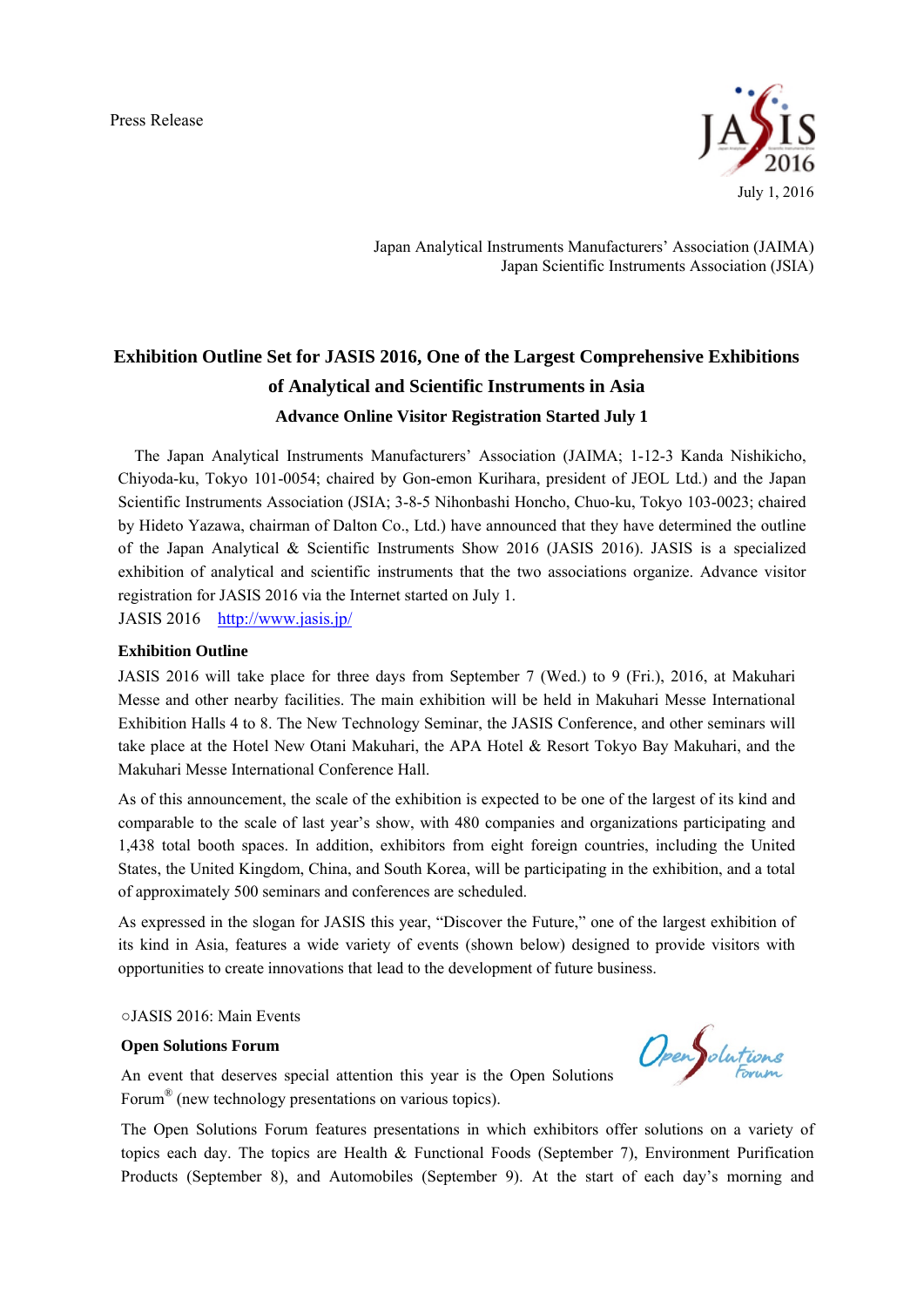Press Release

July 1, 2016

Japan Analytical Instruments Manufacturers' Association (JAIMA)
Japan Scientific Instruments Association (JSIA)

# Exhibition Outline Set for JASIS 2016, One of the Largest Comprehensive Exhibitions of Analytical and Scientific Instruments in Asia

## Advance Online Visitor Registration Started July 1

The Japan Analytical Instruments Manufacturers' Association (JAIMA; 1-12-3 Kanda Nishikicho, Chiyoda-ku, Tokyo 101-0054; chaired by Gon-emon Kurihara, president of JEOL Ltd.) and the Japan Scientific Instruments Association (JSIA; 3-8-5 Nihonbashi Honcho, Chuo-ku, Tokyo 103-0023; chaired by Hideto Yazawa, chairman of Dalton Co., Ltd.) have announced that they have determined the outline of the Japan Analytical & Scientific Instruments Show 2016 (JASIS 2016). JASIS is a specialized exhibition of analytical and scientific instruments that the two associations organize. Advance visitor registration for JASIS 2016 via the Internet started on July 1.

JASIS 2016 http://www.jasis.jp/

**Exhibition Outline**

JASIS 2016 will take place for three days from September 7 (Wed.) to 9 (Fri.), 2016, at Makuhari Messe and other nearby facilities. The main exhibition will be held in Makuhari Messe International Exhibition Halls 4 to 8. The New Technology Seminar, the JASIS Conference, and other seminars will take place at the Hotel New Otani Makuhari, the APA Hotel & Resort Tokyo Bay Makuhari, and the Makuhari Messe International Conference Hall.

As of this announcement, the scale of the exhibition is expected to be one of the largest of its kind and comparable to the scale of last year's show, with 480 companies and organizations participating and 1,438 total booth spaces. In addition, exhibitors from eight foreign countries, including the United States, the United Kingdom, China, and South Korea, will be participating in the exhibition, and a total of approximately 500 seminars and conferences are scheduled.

As expressed in the slogan for JASIS this year, "Discover the Future," one of the largest exhibition of its kind in Asia, features a wide variety of events (shown below) designed to provide visitors with opportunities to create innovations that lead to the development of future business.

○JASIS 2016: Main Events

**Open Solutions Forum**

An event that deserves special attention this year is the Open Solutions Forum® (new technology presentations on various topics).

The Open Solutions Forum features presentations in which exhibitors offer solutions on a variety of topics each day. The topics are Health & Functional Foods (September 7), Environment Purification Products (September 8), and Automobiles (September 9). At the start of each day's morning and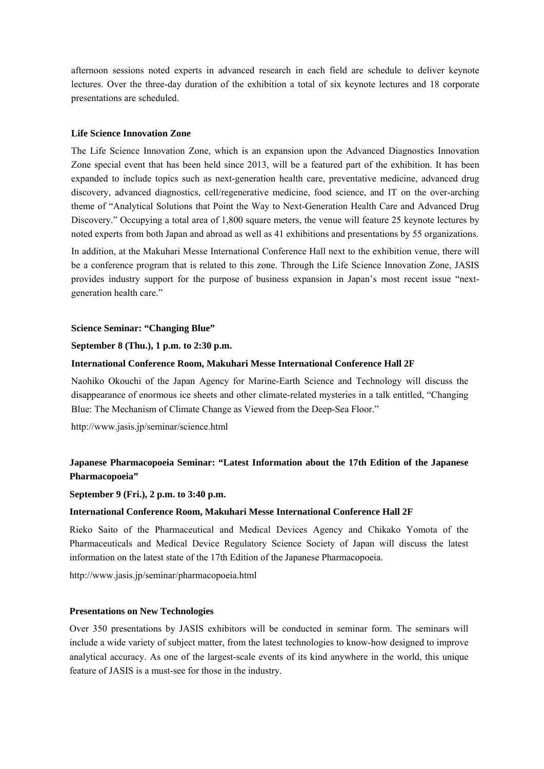afternoon sessions noted experts in advanced research in each field are schedule to deliver keynote lectures. Over the three-day duration of the exhibition a total of six keynote lectures and 18 corporate presentations are scheduled.

**Life Science Innovation Zone**

The Life Science Innovation Zone, which is an expansion upon the Advanced Diagnostics Innovation Zone special event that has been held since 2013, will be a featured part of the exhibition. It has been expanded to include topics such as next-generation health care, preventative medicine, advanced drug discovery, advanced diagnostics, cell/regenerative medicine, food science, and IT on the over-arching theme of "Analytical Solutions that Point the Way to Next-Generation Health Care and Advanced Drug Discovery." Occupying a total area of 1,800 square meters, the venue will feature 25 keynote lectures by noted experts from both Japan and abroad as well as 41 exhibitions and presentations by 55 organizations.

In addition, at the Makuhari Messe International Conference Hall next to the exhibition venue, there will be a conference program that is related to this zone. Through the Life Science Innovation Zone, JASIS provides industry support for the purpose of business expansion in Japan's most recent issue "next-generation health care."

**Science Seminar: "Changing Blue"**

**September 8 (Thu.), 1 p.m. to 2:30 p.m.**

**International Conference Room, Makuhari Messe International Conference Hall 2F**

Naohiko Okouchi of the Japan Agency for Marine-Earth Science and Technology will discuss the disappearance of enormous ice sheets and other climate-related mysteries in a talk entitled, "Changing Blue: The Mechanism of Climate Change as Viewed from the Deep-Sea Floor."

http://www.jasis.jp/seminar/science.html

**Japanese Pharmacopoeia Seminar: "Latest Information about the 17th Edition of the Japanese Pharmacopoeia"**

**September 9 (Fri.), 2 p.m. to 3:40 p.m.**

**International Conference Room, Makuhari Messe International Conference Hall 2F**

Rieko Saito of the Pharmaceutical and Medical Devices Agency and Chikako Yomota of the Pharmaceuticals and Medical Device Regulatory Science Society of Japan will discuss the latest information on the latest state of the 17th Edition of the Japanese Pharmacopoeia.

http://www.jasis.jp/seminar/pharmacopoeia.html

**Presentations on New Technologies**

Over 350 presentations by JASIS exhibitors will be conducted in seminar form. The seminars will include a wide variety of subject matter, from the latest technologies to know-how designed to improve analytical accuracy. As one of the largest-scale events of its kind anywhere in the world, this unique feature of JASIS is a must-see for those in the industry.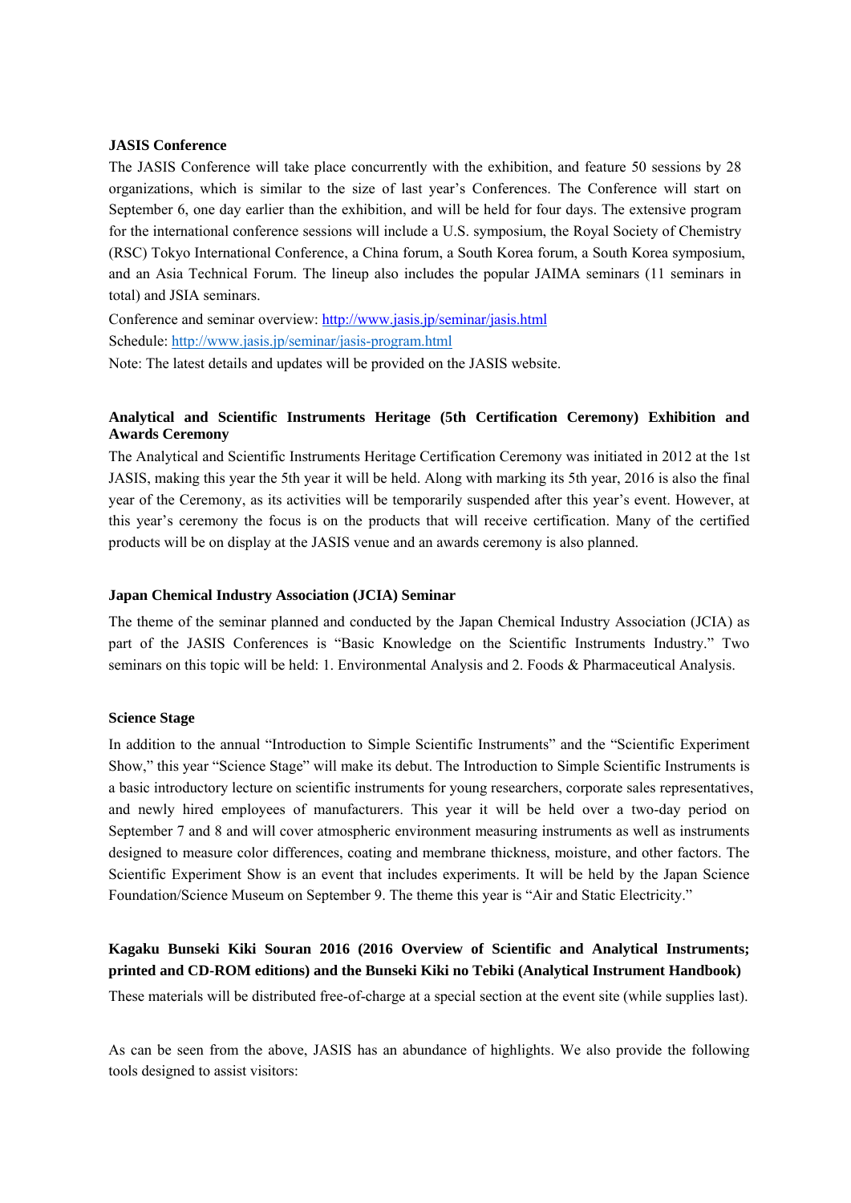**JASIS Conference**

The JASIS Conference will take place concurrently with the exhibition, and feature 50 sessions by 28 organizations, which is similar to the size of last year's Conferences. The Conference will start on September 6, one day earlier than the exhibition, and will be held for four days. The extensive program for the international conference sessions will include a U.S. symposium, the Royal Society of Chemistry (RSC) Tokyo International Conference, a China forum, a South Korea forum, a South Korea symposium, and an Asia Technical Forum. The lineup also includes the popular JAIMA seminars (11 seminars in total) and JSIA seminars.

Conference and seminar overview: [http://www.jasis.jp/seminar/jasis.html](http://www.jasis.jp/seminar/jasis.html)

Schedule: [http://www.jasis.jp/seminar/jasis-program.html](http://www.jasis.jp/seminar/jasis-program.html)

Note: The latest details and updates will be provided on the JASIS website.

**Analytical and Scientific Instruments Heritage (5th Certification Ceremony) Exhibition and Awards Ceremony**

The Analytical and Scientific Instruments Heritage Certification Ceremony was initiated in 2012 at the 1st JASIS, making this year the 5th year it will be held. Along with marking its 5th year, 2016 is also the final year of the Ceremony, as its activities will be temporarily suspended after this year's event. However, at this year's ceremony the focus is on the products that will receive certification. Many of the certified products will be on display at the JASIS venue and an awards ceremony is also planned.

**Japan Chemical Industry Association (JCIA) Seminar**

The theme of the seminar planned and conducted by the Japan Chemical Industry Association (JCIA) as part of the JASIS Conferences is "Basic Knowledge on the Scientific Instruments Industry." Two seminars on this topic will be held: 1. Environmental Analysis and 2. Foods & Pharmaceutical Analysis.

**Science Stage**

In addition to the annual "Introduction to Simple Scientific Instruments" and the "Scientific Experiment Show," this year "Science Stage" will make its debut. The Introduction to Simple Scientific Instruments is a basic introductory lecture on scientific instruments for young researchers, corporate sales representatives, and newly hired employees of manufacturers. This year it will be held over a two-day period on September 7 and 8 and will cover atmospheric environment measuring instruments as well as instruments designed to measure color differences, coating and membrane thickness, moisture, and other factors. The Scientific Experiment Show is an event that includes experiments. It will be held by the Japan Science Foundation/Science Museum on September 9. The theme this year is "Air and Static Electricity."

**Kagaku Bunseki Kiki Souran 2016 (2016 Overview of Scientific and Analytical Instruments; printed and CD-ROM editions) and the Bunseki Kiki no Tebiki (Analytical Instrument Handbook)**

These materials will be distributed free-of-charge at a special section at the event site (while supplies last).

As can be seen from the above, JASIS has an abundance of highlights. We also provide the following tools designed to assist visitors: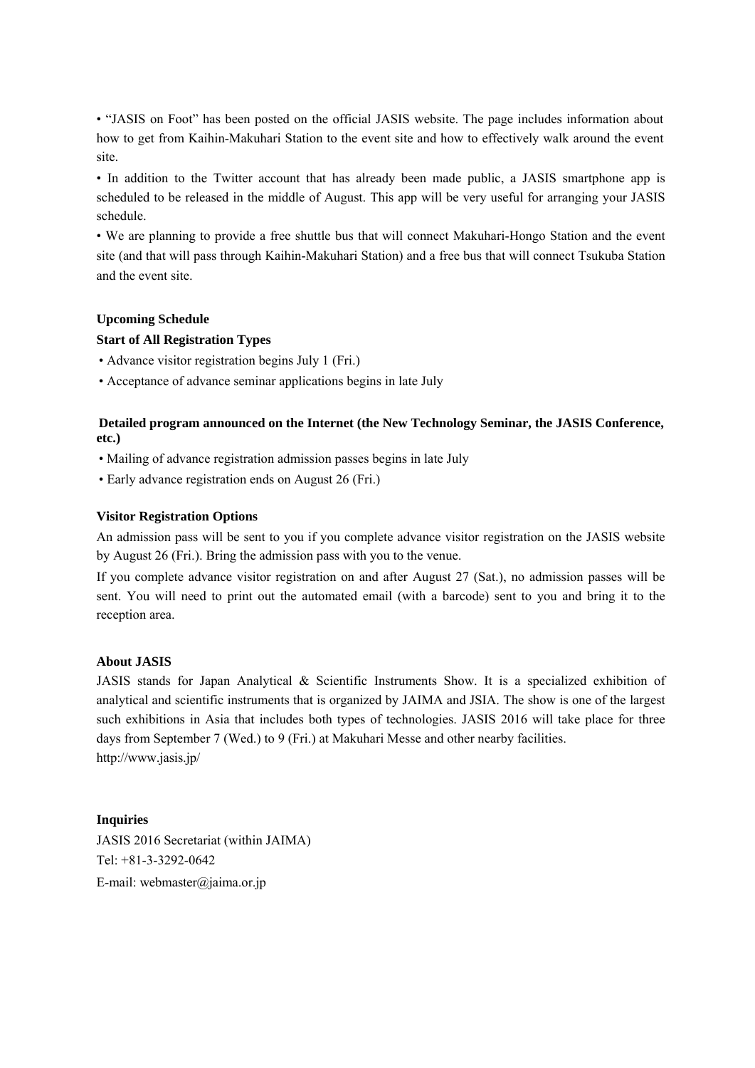• "JASIS on Foot" has been posted on the official JASIS website. The page includes information about how to get from Kaihin-Makuhari Station to the event site and how to effectively walk around the event site.

• In addition to the Twitter account that has already been made public, a JASIS smartphone app is scheduled to be released in the middle of August. This app will be very useful for arranging your JASIS schedule.

• We are planning to provide a free shuttle bus that will connect Makuhari-Hongo Station and the event site (and that will pass through Kaihin-Makuhari Station) and a free bus that will connect Tsukuba Station and the event site.

**Upcoming Schedule**

**Start of All Registration Types**

• Advance visitor registration begins July 1 (Fri.)

• Acceptance of advance seminar applications begins in late July

**Detailed program announced on the Internet (the New Technology Seminar, the JASIS Conference, etc.)**

• Mailing of advance registration admission passes begins in late July

• Early advance registration ends on August 26 (Fri.)

**Visitor Registration Options**

An admission pass will be sent to you if you complete advance visitor registration on the JASIS website by August 26 (Fri.). Bring the admission pass with you to the venue.

If you complete advance visitor registration on and after August 27 (Sat.), no admission passes will be sent. You will need to print out the automated email (with a barcode) sent to you and bring it to the reception area.

**About JASIS**

JASIS stands for Japan Analytical & Scientific Instruments Show. It is a specialized exhibition of analytical and scientific instruments that is organized by JAIMA and JSIA. The show is one of the largest such exhibitions in Asia that includes both types of technologies. JASIS 2016 will take place for three days from September 7 (Wed.) to 9 (Fri.) at Makuhari Messe and other nearby facilities.
http://www.jasis.jp/

**Inquiries**

JASIS 2016 Secretariat (within JAIMA)
Tel: +81-3-3292-0642
E-mail: webmaster@jaima.or.jp